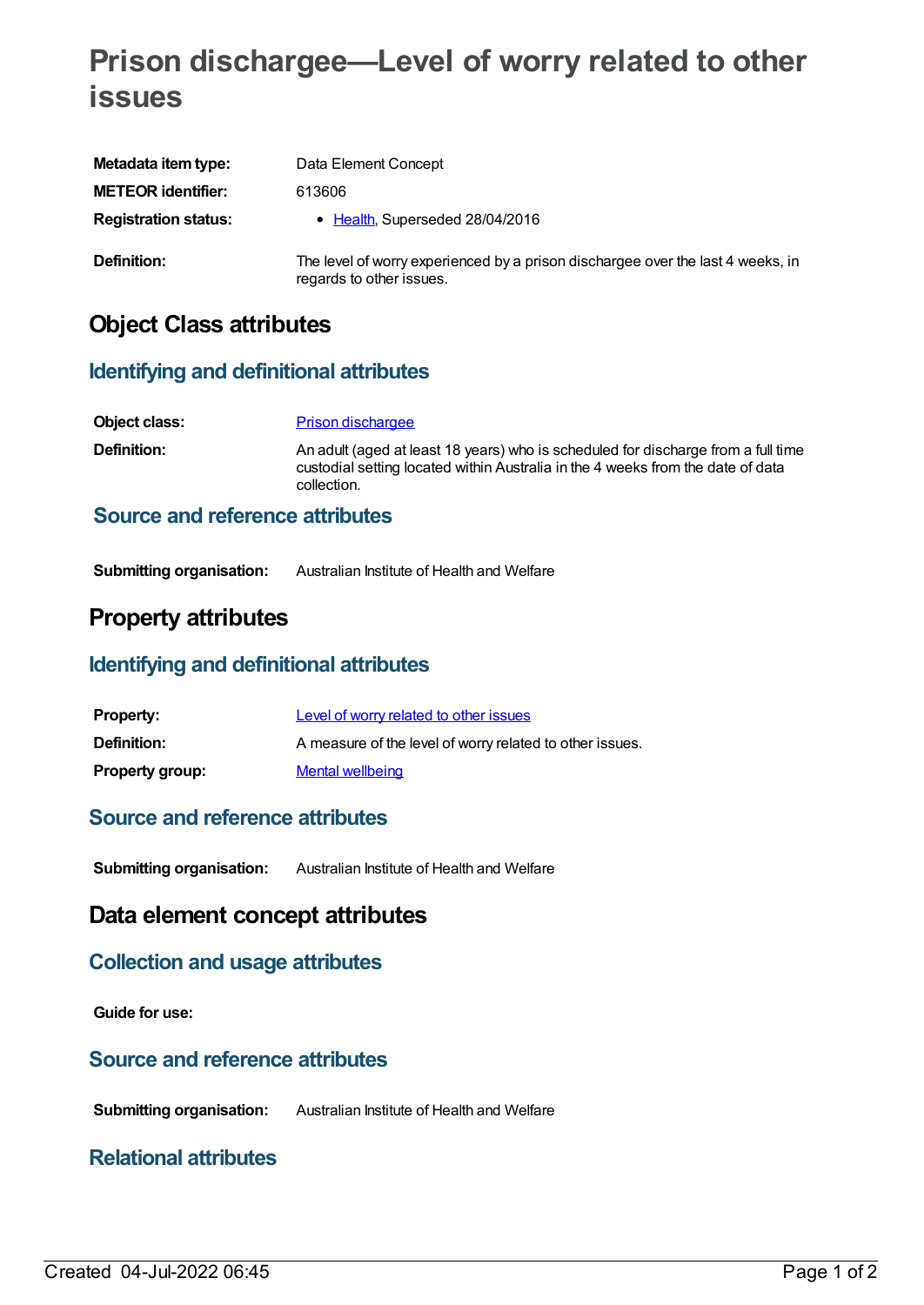# Prison dischargee—Level of worry related to other issues

| | |
|---|---|
| **Metadata item type:** | Data Element Concept |
| **METEOR identifier:** | 613606 |
| **Registration status:** | • Health, Superseded 28/04/2016 |
| **Definition:** | The level of worry experienced by a prison dischargee over the last 4 weeks, in regards to other issues. |

## Object Class attributes

### Identifying and definitional attributes

| | |
|---|---|
| **Object class:** | Prison dischargee |
| **Definition:** | An adult (aged at least 18 years) who is scheduled for discharge from a full time custodial setting located within Australia in the 4 weeks from the date of data collection. |

### Source and reference attributes

| | |
|---|---|
| **Submitting organisation:** | Australian Institute of Health and Welfare |

## Property attributes

### Identifying and definitional attributes

| | |
|---|---|
| **Property:** | Level of worry related to other issues |
| **Definition:** | A measure of the level of worry related to other issues. |
| **Property group:** | Mental wellbeing |

### Source and reference attributes

| | |
|---|---|
| **Submitting organisation:** | Australian Institute of Health and Welfare |

## Data element concept attributes

### Collection and usage attributes

**Guide for use:**

### Source and reference attributes

| | |
|---|---|
| **Submitting organisation:** | Australian Institute of Health and Welfare |

### Relational attributes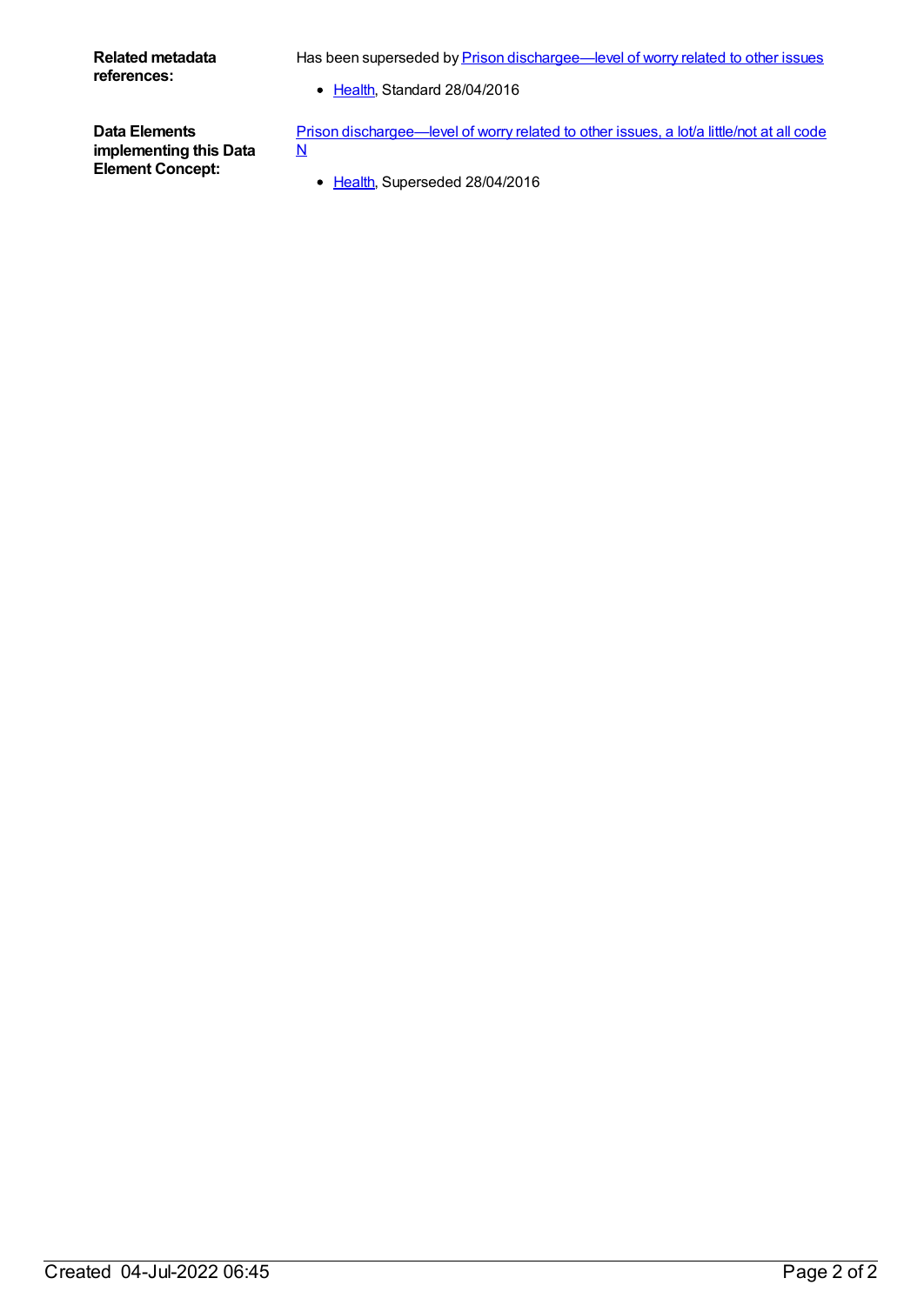**Related metadata references:**

Has been superseded by Prison dischargee—level of worry related to other issues

- Health, Standard 28/04/2016

**Data Elements implementing this Data Element Concept:**

Prison dischargee—level of worry related to other issues, a lot/a little/not at all code N

- Health, Superseded 28/04/2016